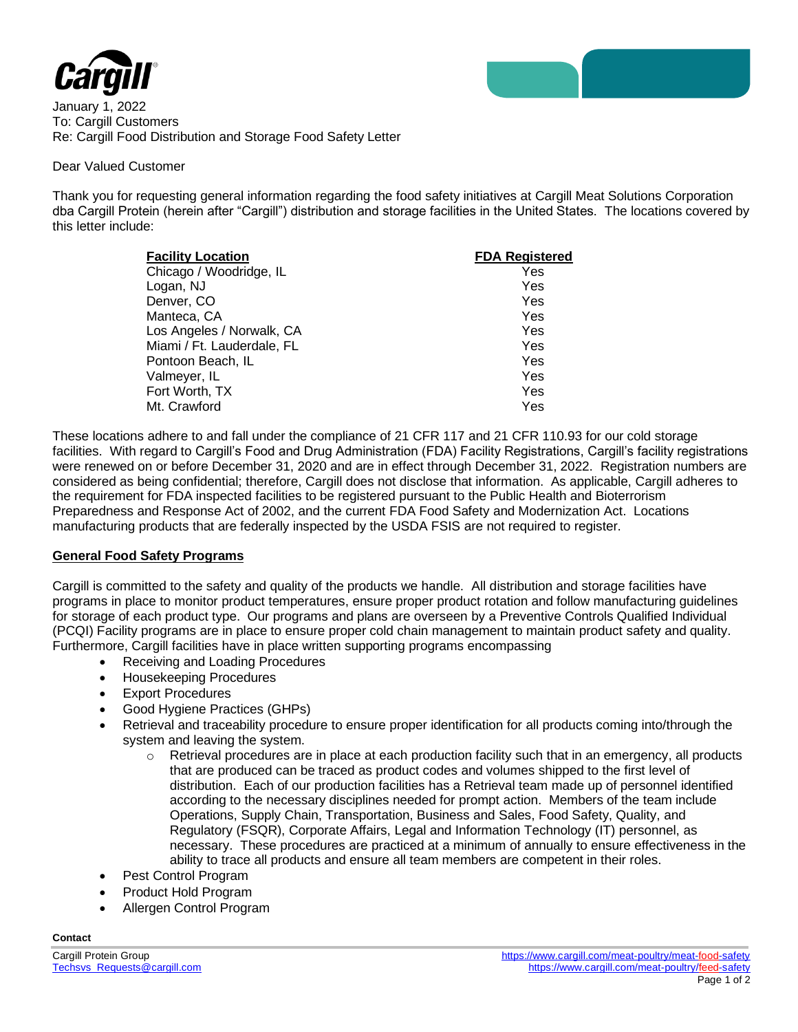January 1, 2022
To: Cargill Customers
Re: Cargill Food Distribution and Storage Food Safety Letter

Dear Valued Customer

Thank you for requesting general information regarding the food safety initiatives at Cargill Meat Solutions Corporation dba Cargill Protein (herein after "Cargill") distribution and storage facilities in the United States. The locations covered by this letter include:

| **Facility Location** | **FDA Registered** |
|---|---|
| Chicago / Woodridge, IL | Yes |
| Logan, NJ | Yes |
| Denver, CO | Yes |
| Manteca, CA | Yes |
| Los Angeles / Norwalk, CA | Yes |
| Miami / Ft. Lauderdale, FL | Yes |
| Pontoon Beach, IL | Yes |
| Valmeyer, IL | Yes |
| Fort Worth, TX | Yes |
| Mt. Crawford | Yes |

These locations adhere to and fall under the compliance of 21 CFR 117 and 21 CFR 110.93 for our cold storage facilities. With regard to Cargill's Food and Drug Administration (FDA) Facility Registrations, Cargill's facility registrations were renewed on or before December 31, 2020 and are in effect through December 31, 2022. Registration numbers are considered as being confidential; therefore, Cargill does not disclose that information. As applicable, Cargill adheres to the requirement for FDA inspected facilities to be registered pursuant to the Public Health and Bioterrorism Preparedness and Response Act of 2002, and the current FDA Food Safety and Modernization Act. Locations manufacturing products that are federally inspected by the USDA FSIS are not required to register.

## General Food Safety Programs

Cargill is committed to the safety and quality of the products we handle. All distribution and storage facilities have programs in place to monitor product temperatures, ensure proper product rotation and follow manufacturing guidelines for storage of each product type. Our programs and plans are overseen by a Preventive Controls Qualified Individual (PCQI) Facility programs are in place to ensure proper cold chain management to maintain product safety and quality. Furthermore, Cargill facilities have in place written supporting programs encompassing

- Receiving and Loading Procedures
- Housekeeping Procedures
- Export Procedures
- Good Hygiene Practices (GHPs)
- Retrieval and traceability procedure to ensure proper identification for all products coming into/through the system and leaving the system.
    - Retrieval procedures are in place at each production facility such that in an emergency, all products that are produced can be traced as product codes and volumes shipped to the first level of distribution. Each of our production facilities has a Retrieval team made up of personnel identified according to the necessary disciplines needed for prompt action. Members of the team include Operations, Supply Chain, Transportation, Business and Sales, Food Safety, Quality, and Regulatory (FSQR), Corporate Affairs, Legal and Information Technology (IT) personnel, as necessary. These procedures are practiced at a minimum of annually to ensure effectiveness in the ability to trace all products and ensure all team members are competent in their roles.
- Pest Control Program
- Product Hold Program
- Allergen Control Program

**Contact**
Cargill Protein Group
Techsvs_Requests@cargill.com

https://www.cargill.com/meat-poultry/meat-food-safety
https://www.cargill.com/meat-poultry/feed-safety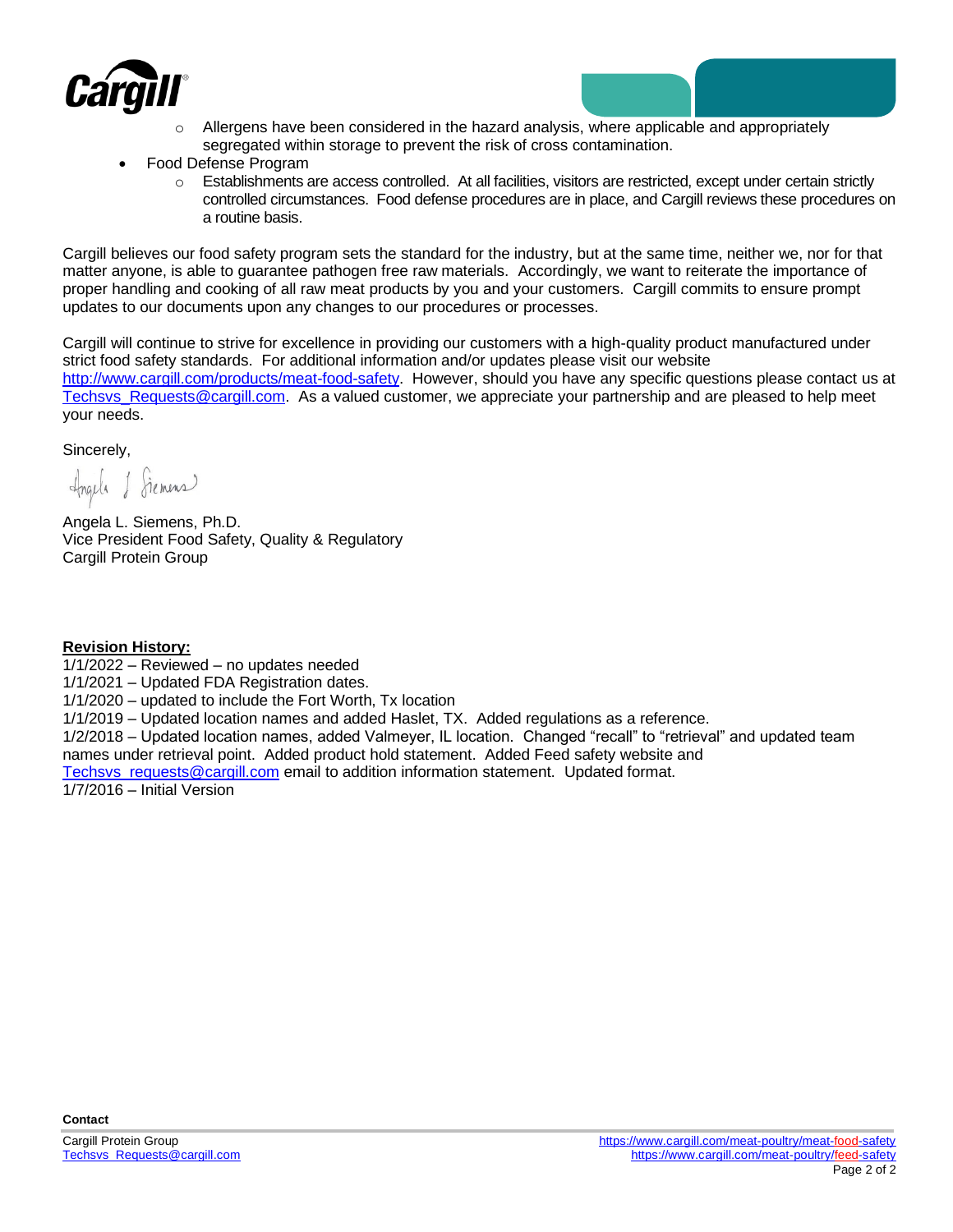- Allergens have been considered in the hazard analysis, where applicable and appropriately segregated within storage to prevent the risk of cross contamination.

- Food Defense Program
  - Establishments are access controlled. At all facilities, visitors are restricted, except under certain strictly controlled circumstances. Food defense procedures are in place, and Cargill reviews these procedures on a routine basis.

Cargill believes our food safety program sets the standard for the industry, but at the same time, neither we, nor for that matter anyone, is able to guarantee pathogen free raw materials. Accordingly, we want to reiterate the importance of proper handling and cooking of all raw meat products by you and your customers. Cargill commits to ensure prompt updates to our documents upon any changes to our procedures or processes.

Cargill will continue to strive for excellence in providing our customers with a high-quality product manufactured under strict food safety standards. For additional information and/or updates please visit our website http://www.cargill.com/products/meat-food-safety. However, should you have any specific questions please contact us at Techsvs_Requests@cargill.com. As a valued customer, we appreciate your partnership and are pleased to help meet your needs.

Sincerely,

Angela L. Siemens

Angela L. Siemens, Ph.D.
Vice President Food Safety, Quality & Regulatory
Cargill Protein Group

**Revision History:**

1/1/2022 – Reviewed – no updates needed
1/1/2021 – Updated FDA Registration dates.
1/1/2020 – updated to include the Fort Worth, Tx location
1/1/2019 – Updated location names and added Haslet, TX. Added regulations as a reference.
1/2/2018 – Updated location names, added Valmeyer, IL location. Changed "recall" to "retrieval" and updated team names under retrieval point. Added product hold statement. Added Feed safety website and Techsvs_requests@cargill.com email to addition information statement. Updated format.
1/7/2016 – Initial Version

**Contact**

Cargill Protein Group
Techsvs_Requests@cargill.com

https://www.cargill.com/meat-poultry/meat-food-safety
https://www.cargill.com/meat-poultry/feed-safety